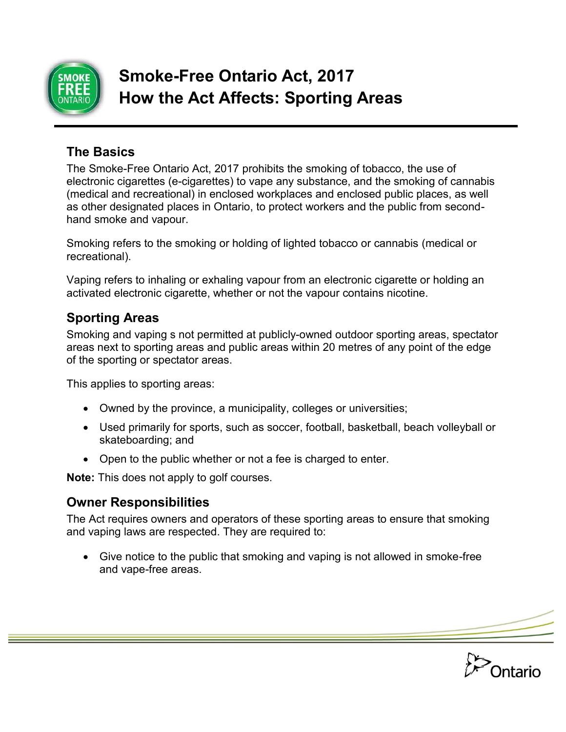# Smoke-Free Ontario Act, 2017
# How the Act Affects: Sporting Areas

## The Basics

The Smoke-Free Ontario Act, 2017 prohibits the smoking of tobacco, the use of electronic cigarettes (e-cigarettes) to vape any substance, and the smoking of cannabis (medical and recreational) in enclosed workplaces and enclosed public places, as well as other designated places in Ontario, to protect workers and the public from second-hand smoke and vapour.

Smoking refers to the smoking or holding of lighted tobacco or cannabis (medical or recreational).

Vaping refers to inhaling or exhaling vapour from an electronic cigarette or holding an activated electronic cigarette, whether or not the vapour contains nicotine.

## Sporting Areas

Smoking and vaping s not permitted at publicly-owned outdoor sporting areas, spectator areas next to sporting areas and public areas within 20 metres of any point of the edge of the sporting or spectator areas.

This applies to sporting areas:

- Owned by the province, a municipality, colleges or universities;
- Used primarily for sports, such as soccer, football, basketball, beach volleyball or skateboarding; and
- Open to the public whether or not a fee is charged to enter.

**Note:** This does not apply to golf courses.

## Owner Responsibilities

The Act requires owners and operators of these sporting areas to ensure that smoking and vaping laws are respected. They are required to:

- Give notice to the public that smoking and vaping is not allowed in smoke-free and vape-free areas.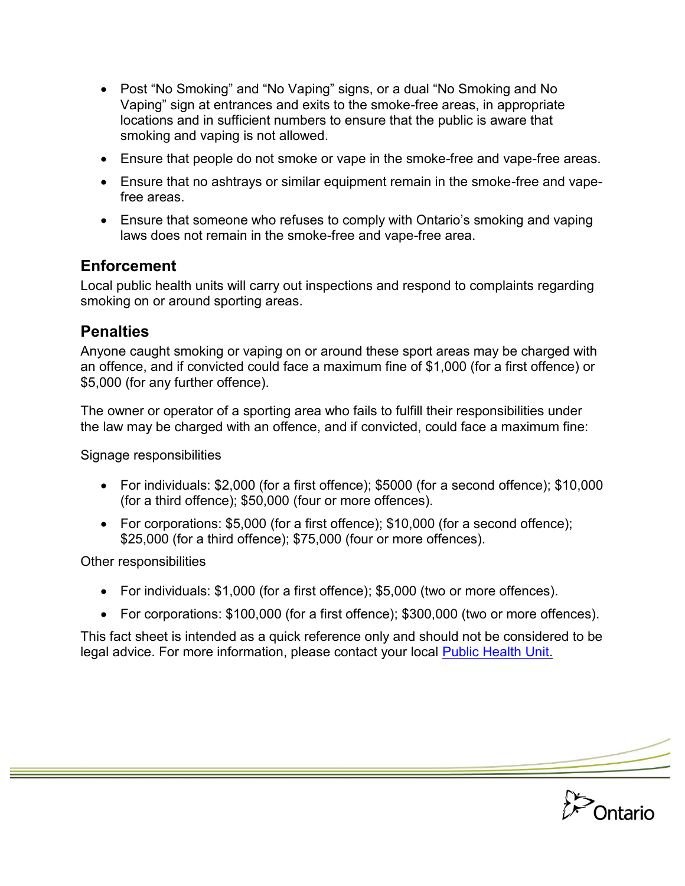- Post “No Smoking” and “No Vaping” signs, or a dual “No Smoking and No Vaping” sign at entrances and exits to the smoke-free areas, in appropriate locations and in sufficient numbers to ensure that the public is aware that smoking and vaping is not allowed.
- Ensure that people do not smoke or vape in the smoke-free and vape-free areas.
- Ensure that no ashtrays or similar equipment remain in the smoke-free and vape-free areas.
- Ensure that someone who refuses to comply with Ontario’s smoking and vaping laws does not remain in the smoke-free and vape-free area.

## Enforcement

Local public health units will carry out inspections and respond to complaints regarding smoking on or around sporting areas.

## Penalties

Anyone caught smoking or vaping on or around these sport areas may be charged with an offence, and if convicted could face a maximum fine of $1,000 (for a first offence) or $5,000 (for any further offence).

The owner or operator of a sporting area who fails to fulfill their responsibilities under the law may be charged with an offence, and if convicted, could face a maximum fine:

Signage responsibilities

- For individuals: $2,000 (for a first offence); $5000 (for a second offence); $10,000 (for a third offence); $50,000 (four or more offences).
- For corporations: $5,000 (for a first offence); $10,000 (for a second offence); $25,000 (for a third offence); $75,000 (four or more offences).

Other responsibilities

- For individuals: $1,000 (for a first offence); $5,000 (two or more offences).
- For corporations: $100,000 (for a first offence); $300,000 (two or more offences).

This fact sheet is intended as a quick reference only and should not be considered to be legal advice. For more information, please contact your local Public Health Unit.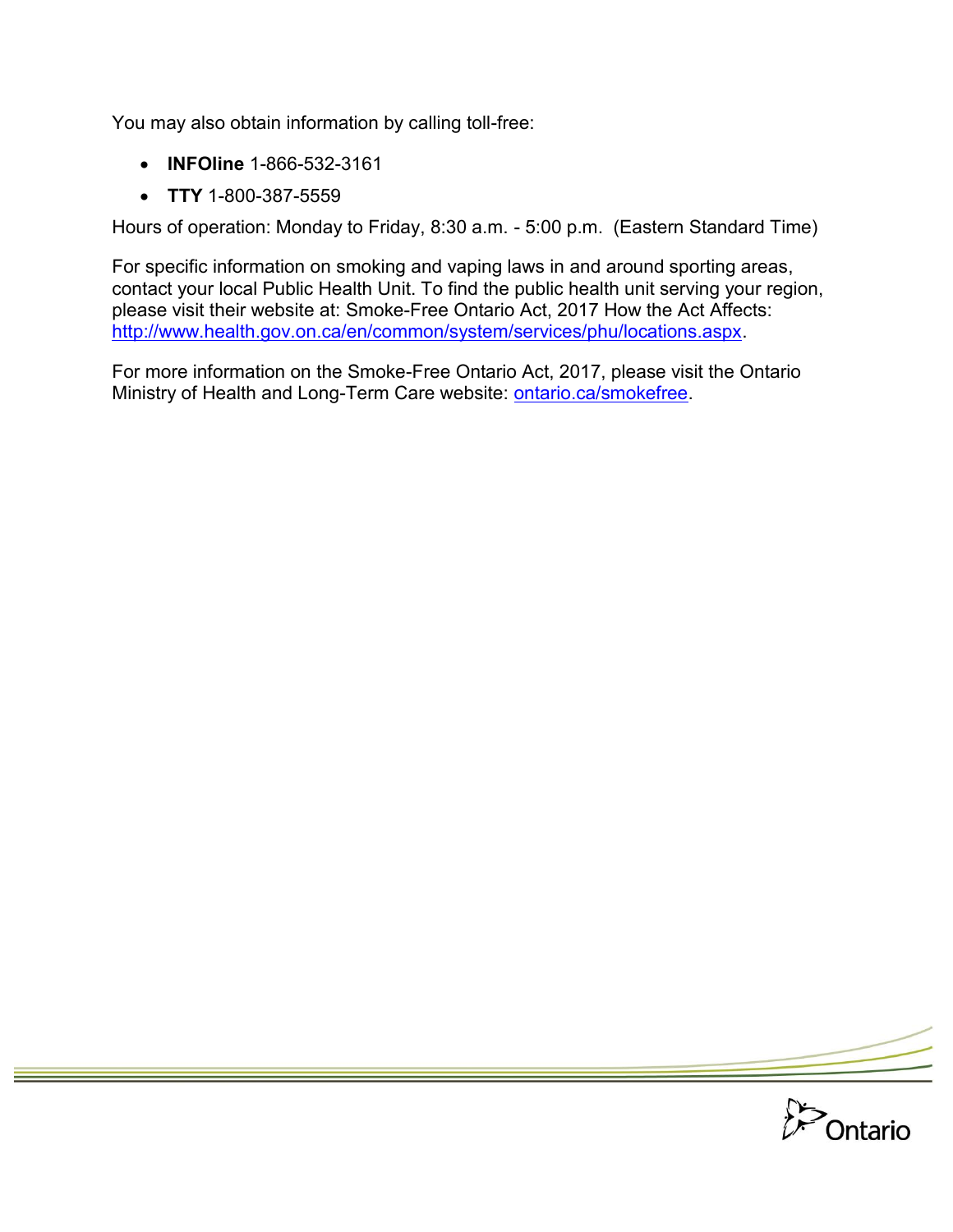You may also obtain information by calling toll-free:

- **INFOline** 1-866-532-3161
- **TTY** 1-800-387-5559

Hours of operation: Monday to Friday, 8:30 a.m. - 5:00 p.m. (Eastern Standard Time)

For specific information on smoking and vaping laws in and around sporting areas, contact your local Public Health Unit. To find the public health unit serving your region, please visit their website at: Smoke-Free Ontario Act, 2017 How the Act Affects: [http://www.health.gov.on.ca/en/common/system/services/phu/locations.aspx](http://www.health.gov.on.ca/en/common/system/services/phu/locations.aspx).

For more information on the Smoke-Free Ontario Act, 2017, please visit the Ontario Ministry of Health and Long-Term Care website: [ontario.ca/smokefree](ontario.ca/smokefree).